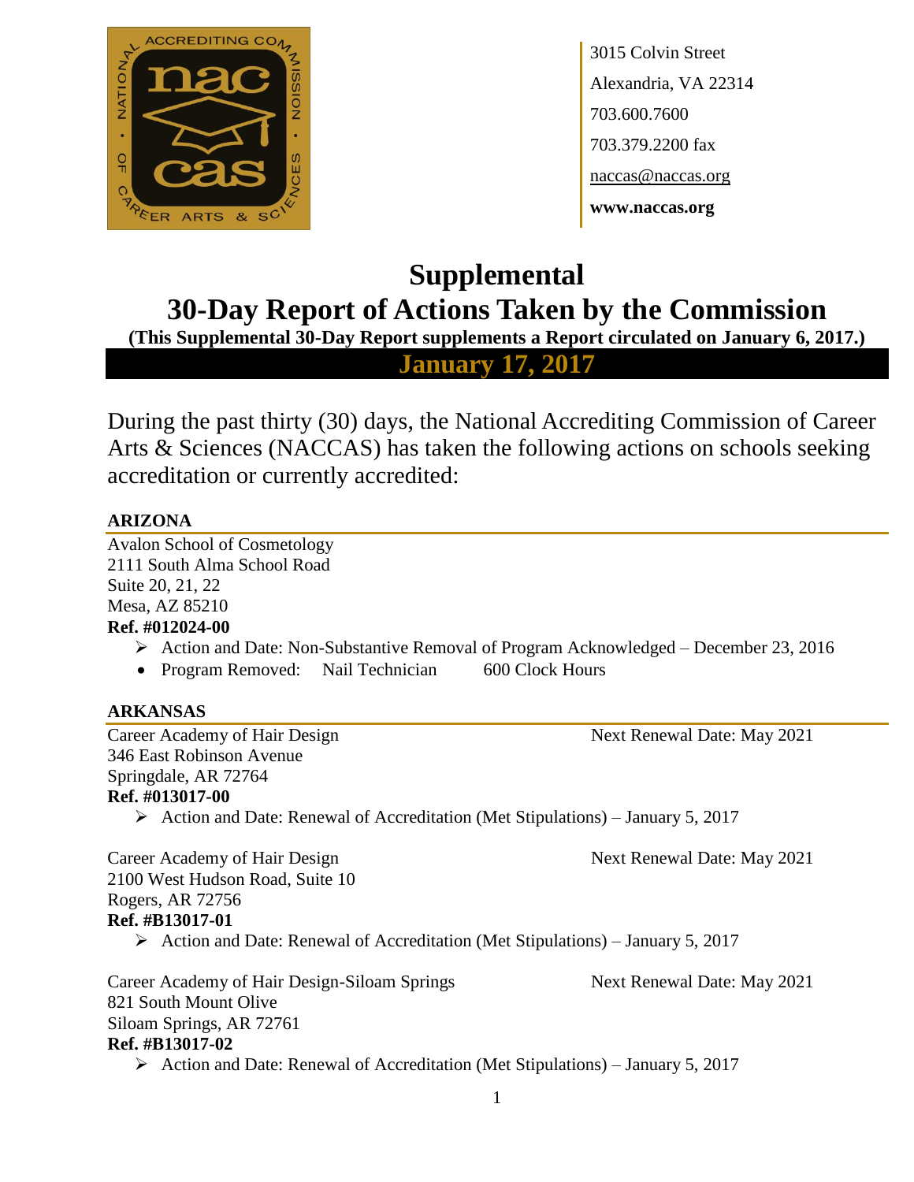3015 Colvin Street
Alexandria, VA 22314
703.600.7600
703.379.2200 fax
naccas@naccas.org
**www.naccas.org**

# Supplemental
# 30-Day Report of Actions Taken by the Commission

**(This Supplemental 30-Day Report supplements a Report circulated on January 6, 2017.)**

**January 17, 2017**

During the past thirty (30) days, the National Accrediting Commission of Career Arts & Sciences (NACCAS) has taken the following actions on schools seeking accreditation or currently accredited:

## ARIZONA

Avalon School of Cosmetology
2111 South Alma School Road
Suite 20, 21, 22
Mesa, AZ 85210
**Ref. #012024-00**

- Action and Date: Non-Substantive Removal of Program Acknowledged – December 23, 2016
  - Program Removed: Nail Technician 600 Clock Hours

## ARKANSAS

Career Academy of Hair Design — Next Renewal Date: May 2021
346 East Robinson Avenue
Springdale, AR 72764
**Ref. #013017-00**

- Action and Date: Renewal of Accreditation (Met Stipulations) – January 5, 2017

Career Academy of Hair Design — Next Renewal Date: May 2021
2100 West Hudson Road, Suite 10
Rogers, AR 72756
**Ref. #B13017-01**

- Action and Date: Renewal of Accreditation (Met Stipulations) – January 5, 2017

Career Academy of Hair Design-Siloam Springs — Next Renewal Date: May 2021
821 South Mount Olive
Siloam Springs, AR 72761
**Ref. #B13017-02**

- Action and Date: Renewal of Accreditation (Met Stipulations) – January 5, 2017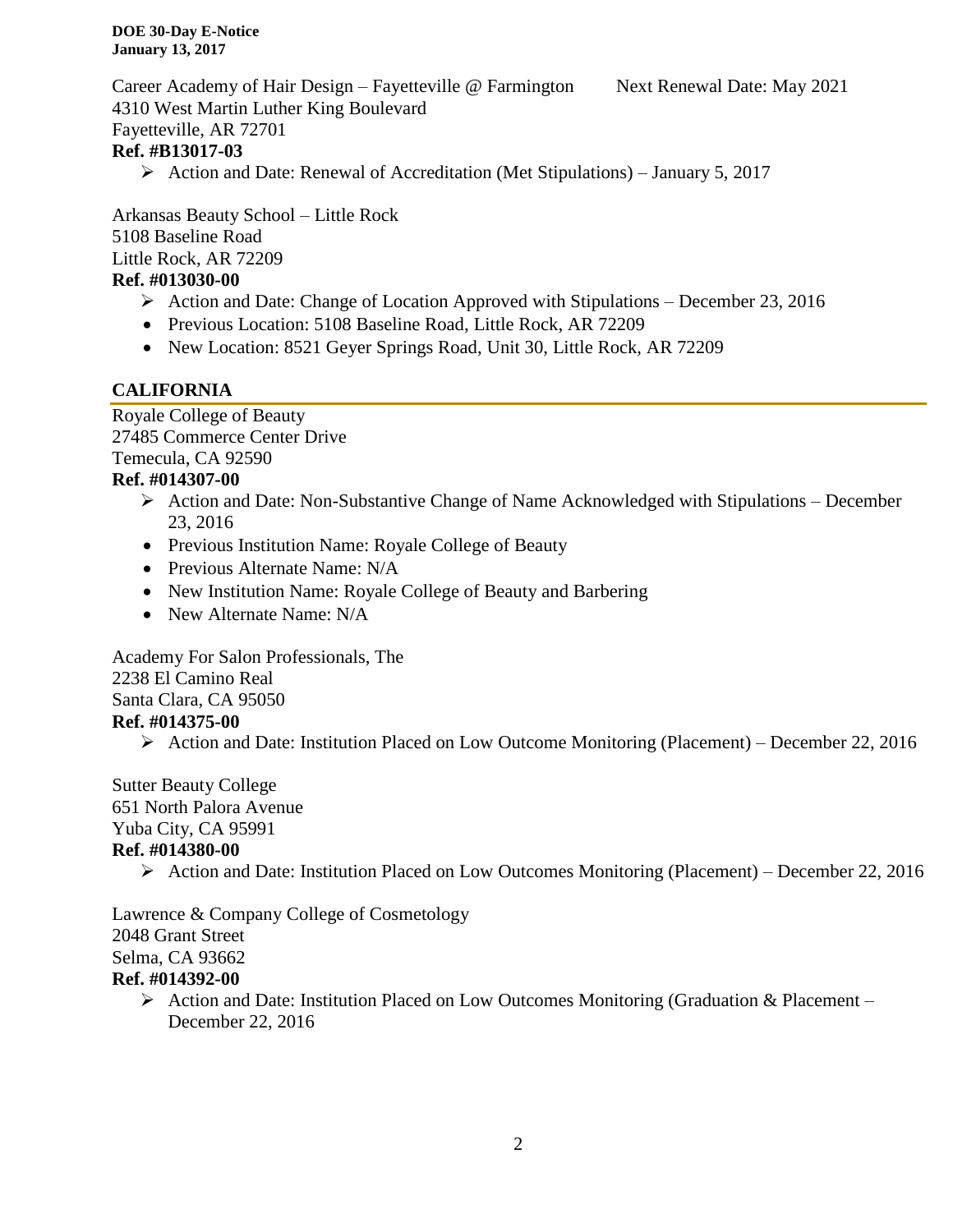Career Academy of Hair Design – Fayetteville @ Farmington Next Renewal Date: May 2021
4310 West Martin Luther King Boulevard
Fayetteville, AR 72701
**Ref. #B13017-03**

- Action and Date: Renewal of Accreditation (Met Stipulations) – January 5, 2017

Arkansas Beauty School – Little Rock
5108 Baseline Road
Little Rock, AR 72209
**Ref. #013030-00**

- Action and Date: Change of Location Approved with Stipulations – December 23, 2016
- Previous Location: 5108 Baseline Road, Little Rock, AR 72209
- New Location: 8521 Geyer Springs Road, Unit 30, Little Rock, AR 72209

## CALIFORNIA

Royale College of Beauty
27485 Commerce Center Drive
Temecula, CA 92590
**Ref. #014307-00**

- Action and Date: Non-Substantive Change of Name Acknowledged with Stipulations – December 23, 2016
- Previous Institution Name: Royale College of Beauty
- Previous Alternate Name: N/A
- New Institution Name: Royale College of Beauty and Barbering
- New Alternate Name: N/A

Academy For Salon Professionals, The
2238 El Camino Real
Santa Clara, CA 95050
**Ref. #014375-00**

- Action and Date: Institution Placed on Low Outcome Monitoring (Placement) – December 22, 2016

Sutter Beauty College
651 North Palora Avenue
Yuba City, CA 95991
**Ref. #014380-00**

- Action and Date: Institution Placed on Low Outcomes Monitoring (Placement) – December 22, 2016

Lawrence & Company College of Cosmetology
2048 Grant Street
Selma, CA 93662
**Ref. #014392-00**

- Action and Date: Institution Placed on Low Outcomes Monitoring (Graduation & Placement – December 22, 2016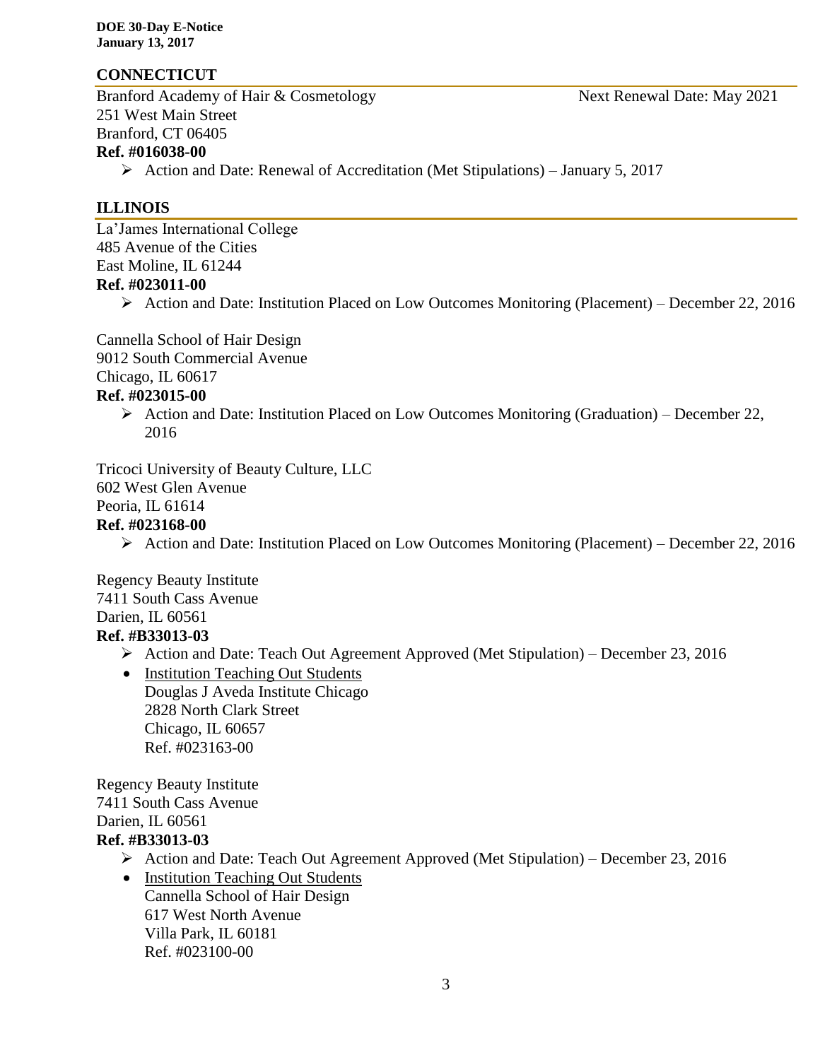## CONNECTICUT

Branford Academy of Hair & Cosmetology — Next Renewal Date: May 2021
251 West Main Street
Branford, CT 06405
**Ref. #016038-00**

- Action and Date: Renewal of Accreditation (Met Stipulations) – January 5, 2017

## ILLINOIS

La'James International College
485 Avenue of the Cities
East Moline, IL 61244
**Ref. #023011-00**

- Action and Date: Institution Placed on Low Outcomes Monitoring (Placement) – December 22, 2016

Cannella School of Hair Design
9012 South Commercial Avenue
Chicago, IL 60617
**Ref. #023015-00**

- Action and Date: Institution Placed on Low Outcomes Monitoring (Graduation) – December 22, 2016

Tricoci University of Beauty Culture, LLC
602 West Glen Avenue
Peoria, IL 61614
**Ref. #023168-00**

- Action and Date: Institution Placed on Low Outcomes Monitoring (Placement) – December 22, 2016

Regency Beauty Institute
7411 South Cass Avenue
Darien, IL 60561
**Ref. #B33013-03**

- Action and Date: Teach Out Agreement Approved (Met Stipulation) – December 23, 2016
- Institution Teaching Out Students
  Douglas J Aveda Institute Chicago
  2828 North Clark Street
  Chicago, IL 60657
  Ref. #023163-00

Regency Beauty Institute
7411 South Cass Avenue
Darien, IL 60561
**Ref. #B33013-03**

- Action and Date: Teach Out Agreement Approved (Met Stipulation) – December 23, 2016
- Institution Teaching Out Students
  Cannella School of Hair Design
  617 West North Avenue
  Villa Park, IL 60181
  Ref. #023100-00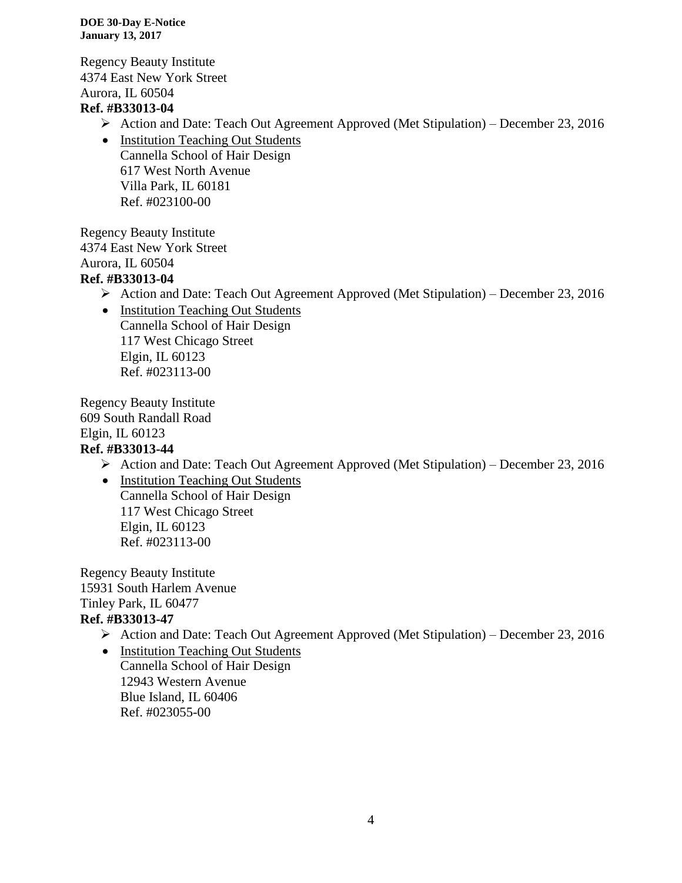Regency Beauty Institute
4374 East New York Street
Aurora, IL 60504
**Ref. #B33013-04**

- Action and Date: Teach Out Agreement Approved (Met Stipulation) – December 23, 2016
- Institution Teaching Out Students
  Cannella School of Hair Design
  617 West North Avenue
  Villa Park, IL 60181
  Ref. #023100-00

Regency Beauty Institute
4374 East New York Street
Aurora, IL 60504
**Ref. #B33013-04**

- Action and Date: Teach Out Agreement Approved (Met Stipulation) – December 23, 2016
- Institution Teaching Out Students
  Cannella School of Hair Design
  117 West Chicago Street
  Elgin, IL 60123
  Ref. #023113-00

Regency Beauty Institute
609 South Randall Road
Elgin, IL 60123
**Ref. #B33013-44**

- Action and Date: Teach Out Agreement Approved (Met Stipulation) – December 23, 2016
- Institution Teaching Out Students
  Cannella School of Hair Design
  117 West Chicago Street
  Elgin, IL 60123
  Ref. #023113-00

Regency Beauty Institute
15931 South Harlem Avenue
Tinley Park, IL 60477
**Ref. #B33013-47**

- Action and Date: Teach Out Agreement Approved (Met Stipulation) – December 23, 2016
- Institution Teaching Out Students
  Cannella School of Hair Design
  12943 Western Avenue
  Blue Island, IL 60406
  Ref. #023055-00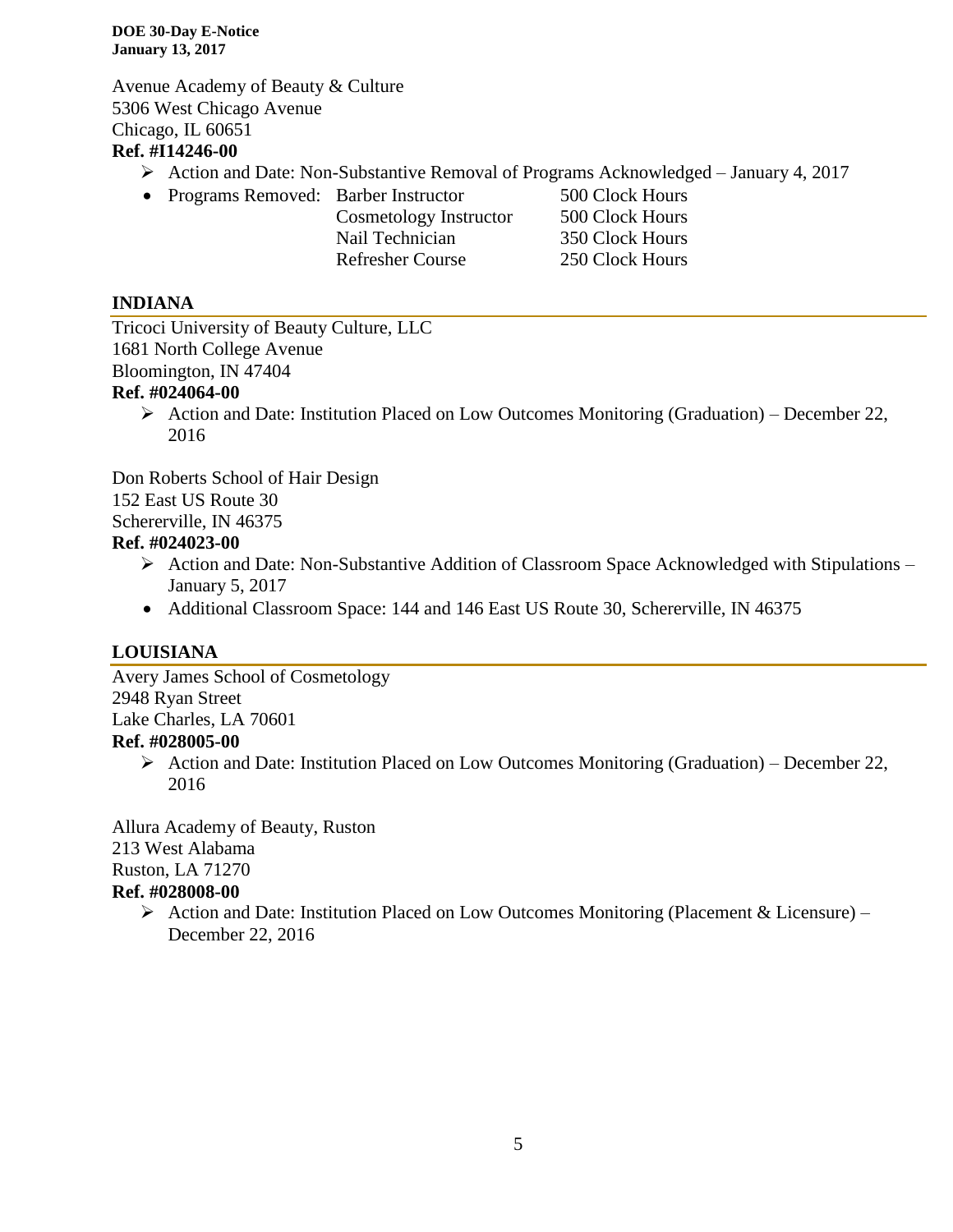Avenue Academy of Beauty & Culture
5306 West Chicago Avenue
Chicago, IL 60651
**Ref. #I14246-00**

- Action and Date: Non-Substantive Removal of Programs Acknowledged – January 4, 2017
- Programs Removed:

| Program | Clock Hours |
|---|---|
| Barber Instructor | 500 Clock Hours |
| Cosmetology Instructor | 500 Clock Hours |
| Nail Technician | 350 Clock Hours |
| Refresher Course | 250 Clock Hours |

## INDIANA

Tricoci University of Beauty Culture, LLC
1681 North College Avenue
Bloomington, IN 47404
**Ref. #024064-00**

- Action and Date: Institution Placed on Low Outcomes Monitoring (Graduation) – December 22, 2016

Don Roberts School of Hair Design
152 East US Route 30
Schererville, IN 46375
**Ref. #024023-00**

- Action and Date: Non-Substantive Addition of Classroom Space Acknowledged with Stipulations – January 5, 2017
- Additional Classroom Space: 144 and 146 East US Route 30, Schererville, IN 46375

## LOUISIANA

Avery James School of Cosmetology
2948 Ryan Street
Lake Charles, LA 70601
**Ref. #028005-00**

- Action and Date: Institution Placed on Low Outcomes Monitoring (Graduation) – December 22, 2016

Allura Academy of Beauty, Ruston
213 West Alabama
Ruston, LA 71270
**Ref. #028008-00**

- Action and Date: Institution Placed on Low Outcomes Monitoring (Placement & Licensure) – December 22, 2016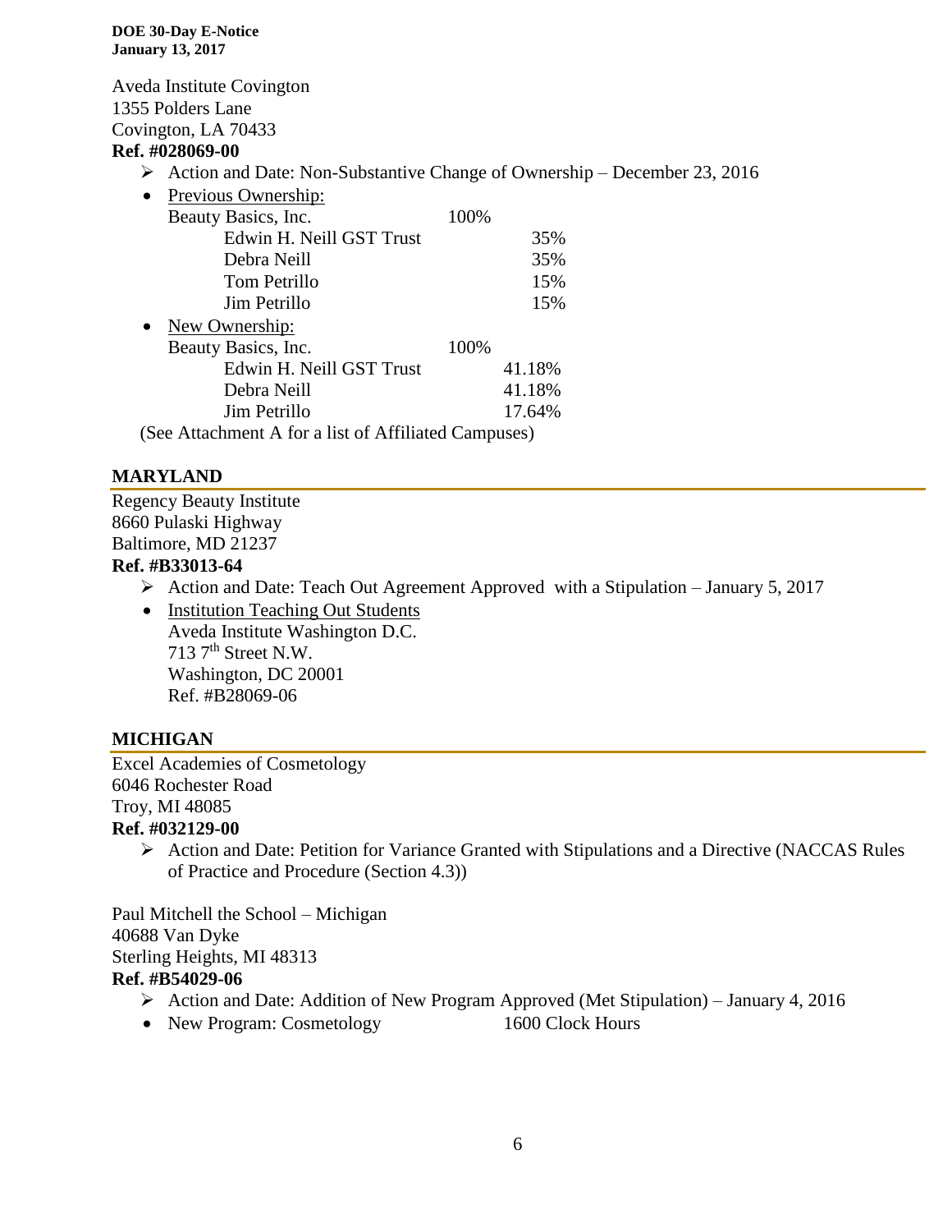Aveda Institute Covington
1355 Polders Lane
Covington, LA 70433
**Ref. #028069-00**

- Action and Date: Non-Substantive Change of Ownership – December 23, 2016
- Previous Ownership:

| | | |
|---|---|---|
| Beauty Basics, Inc. | 100% | |
| Edwin H. Neill GST Trust | | 35% |
| Debra Neill | | 35% |
| Tom Petrillo | | 15% |
| Jim Petrillo | | 15% |

- New Ownership:

| | | |
|---|---|---|
| Beauty Basics, Inc. | 100% | |
| Edwin H. Neill GST Trust | | 41.18% |
| Debra Neill | | 41.18% |
| Jim Petrillo | | 17.64% |

(See Attachment A for a list of Affiliated Campuses)

## MARYLAND

Regency Beauty Institute
8660 Pulaski Highway
Baltimore, MD 21237
**Ref. #B33013-64**

- Action and Date: Teach Out Agreement Approved with a Stipulation – January 5, 2017
- Institution Teaching Out Students
  Aveda Institute Washington D.C.
  713 7th Street N.W.
  Washington, DC 20001
  Ref. #B28069-06

## MICHIGAN

Excel Academies of Cosmetology
6046 Rochester Road
Troy, MI 48085
**Ref. #032129-00**

- Action and Date: Petition for Variance Granted with Stipulations and a Directive (NACCAS Rules of Practice and Procedure (Section 4.3))

Paul Mitchell the School – Michigan
40688 Van Dyke
Sterling Heights, MI 48313
**Ref. #B54029-06**

- Action and Date: Addition of New Program Approved (Met Stipulation) – January 4, 2016
- New Program: Cosmetology 1600 Clock Hours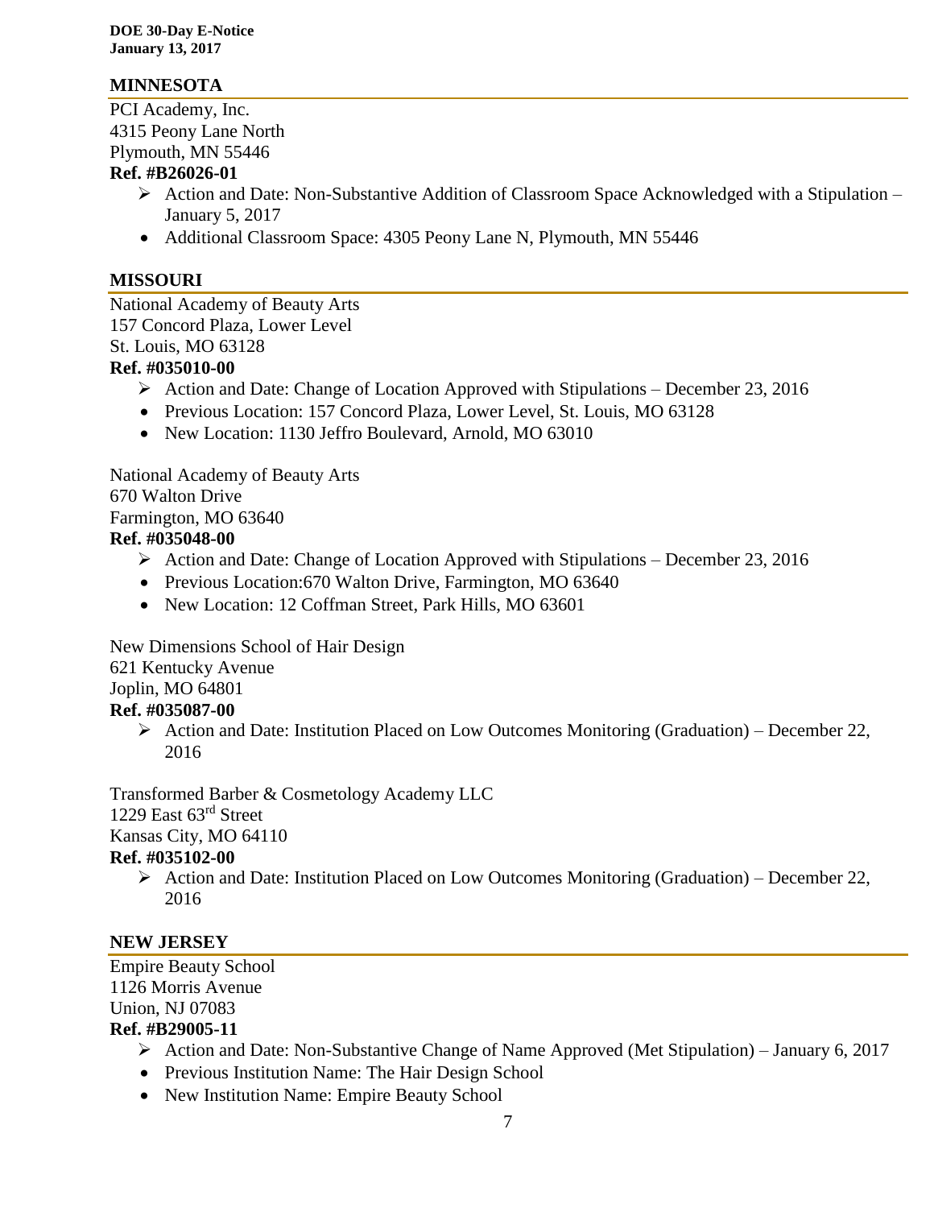## MINNESOTA

PCI Academy, Inc.
4315 Peony Lane North
Plymouth, MN 55446
**Ref. #B26026-01**

- Action and Date: Non-Substantive Addition of Classroom Space Acknowledged with a Stipulation – January 5, 2017
- Additional Classroom Space: 4305 Peony Lane N, Plymouth, MN 55446

## MISSOURI

National Academy of Beauty Arts
157 Concord Plaza, Lower Level
St. Louis, MO 63128
**Ref. #035010-00**

- Action and Date: Change of Location Approved with Stipulations – December 23, 2016
- Previous Location: 157 Concord Plaza, Lower Level, St. Louis, MO 63128
- New Location: 1130 Jeffro Boulevard, Arnold, MO 63010

National Academy of Beauty Arts
670 Walton Drive
Farmington, MO 63640
**Ref. #035048-00**

- Action and Date: Change of Location Approved with Stipulations – December 23, 2016
- Previous Location:670 Walton Drive, Farmington, MO 63640
- New Location: 12 Coffman Street, Park Hills, MO 63601

New Dimensions School of Hair Design
621 Kentucky Avenue
Joplin, MO 64801
**Ref. #035087-00**

- Action and Date: Institution Placed on Low Outcomes Monitoring (Graduation) – December 22, 2016

Transformed Barber & Cosmetology Academy LLC
1229 East 63rd Street
Kansas City, MO 64110
**Ref. #035102-00**

- Action and Date: Institution Placed on Low Outcomes Monitoring (Graduation) – December 22, 2016

## NEW JERSEY

Empire Beauty School
1126 Morris Avenue
Union, NJ 07083
**Ref. #B29005-11**

- Action and Date: Non-Substantive Change of Name Approved (Met Stipulation) – January 6, 2017
- Previous Institution Name: The Hair Design School
- New Institution Name: Empire Beauty School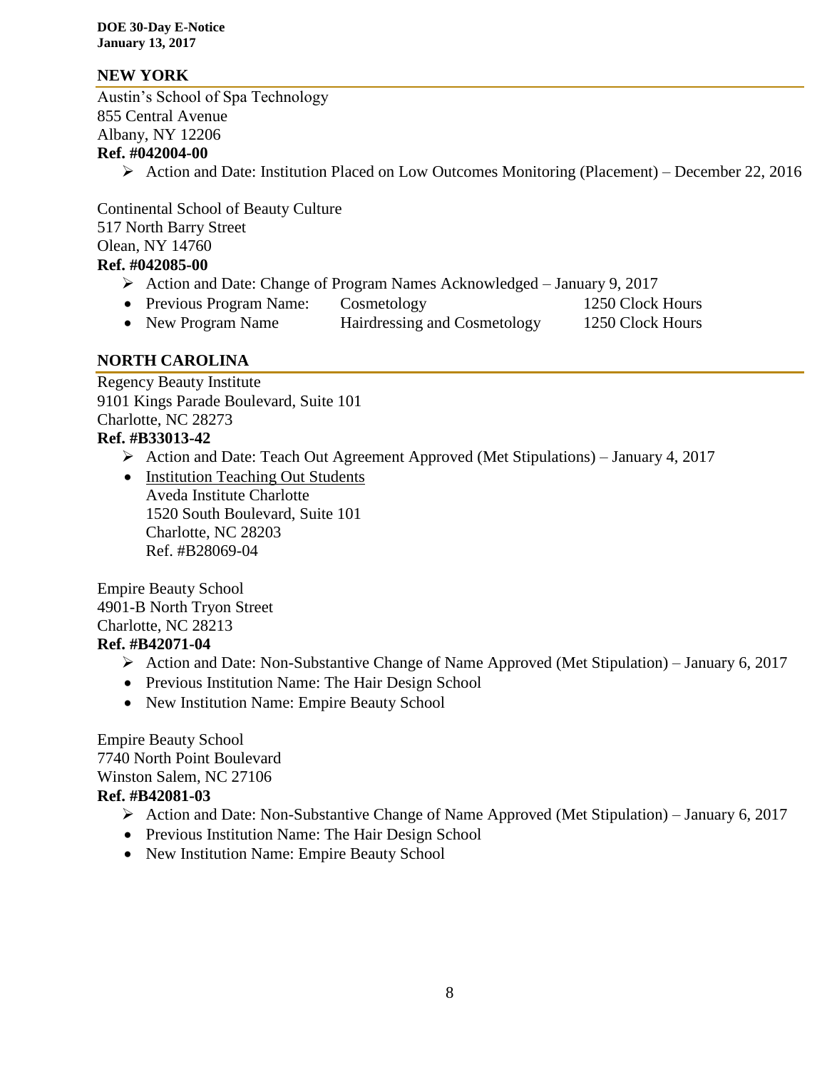## NEW YORK

Austin's School of Spa Technology
855 Central Avenue
Albany, NY 12206
**Ref. #042004-00**

- Action and Date: Institution Placed on Low Outcomes Monitoring (Placement) – December 22, 2016

Continental School of Beauty Culture
517 North Barry Street
Olean, NY 14760
**Ref. #042085-00**

- Action and Date: Change of Program Names Acknowledged – January 9, 2017
  - Previous Program Name: Cosmetology 1250 Clock Hours
  - New Program Name Hairdressing and Cosmetology 1250 Clock Hours

## NORTH CAROLINA

Regency Beauty Institute
9101 Kings Parade Boulevard, Suite 101
Charlotte, NC 28273
**Ref. #B33013-42**

- Action and Date: Teach Out Agreement Approved (Met Stipulations) – January 4, 2017
  - Institution Teaching Out Students
    Aveda Institute Charlotte
    1520 South Boulevard, Suite 101
    Charlotte, NC 28203
    Ref. #B28069-04

Empire Beauty School
4901-B North Tryon Street
Charlotte, NC 28213
**Ref. #B42071-04**

- Action and Date: Non-Substantive Change of Name Approved (Met Stipulation) – January 6, 2017
  - Previous Institution Name: The Hair Design School
  - New Institution Name: Empire Beauty School

Empire Beauty School
7740 North Point Boulevard
Winston Salem, NC 27106
**Ref. #B42081-03**

- Action and Date: Non-Substantive Change of Name Approved (Met Stipulation) – January 6, 2017
  - Previous Institution Name: The Hair Design School
  - New Institution Name: Empire Beauty School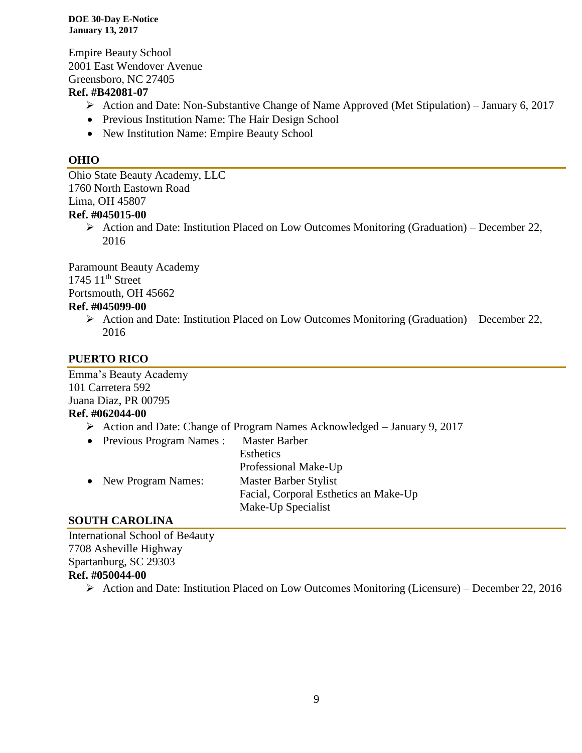Empire Beauty School
2001 East Wendover Avenue
Greensboro, NC 27405

**Ref. #B42081-07**

- Action and Date: Non-Substantive Change of Name Approved (Met Stipulation) – January 6, 2017
- Previous Institution Name: The Hair Design School
- New Institution Name: Empire Beauty School

## OHIO

Ohio State Beauty Academy, LLC
1760 North Eastown Road
Lima, OH 45807

**Ref. #045015-00**

- Action and Date: Institution Placed on Low Outcomes Monitoring (Graduation) – December 22, 2016

Paramount Beauty Academy
1745 11th Street
Portsmouth, OH 45662

**Ref. #045099-00**

- Action and Date: Institution Placed on Low Outcomes Monitoring (Graduation) – December 22, 2016

## PUERTO RICO

Emma's Beauty Academy
101 Carretera 592
Juana Diaz, PR 00795

**Ref. #062044-00**

- Action and Date: Change of Program Names Acknowledged – January 9, 2017
- Previous Program Names : Master Barber
  Esthetics
  Professional Make-Up
- New Program Names: Master Barber Stylist
  Facial, Corporal Esthetics an Make-Up
  Make-Up Specialist

## SOUTH CAROLINA

International School of Be4auty
7708 Asheville Highway
Spartanburg, SC 29303

**Ref. #050044-00**

- Action and Date: Institution Placed on Low Outcomes Monitoring (Licensure) – December 22, 2016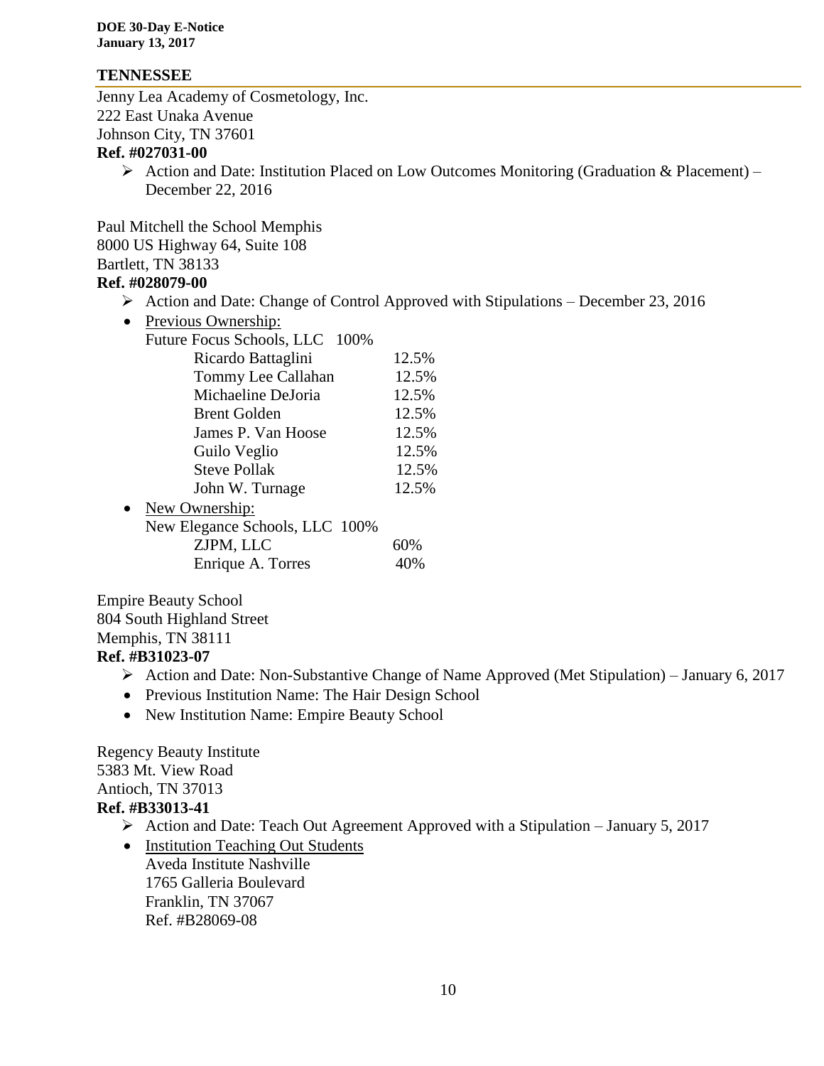## TENNESSEE

Jenny Lea Academy of Cosmetology, Inc.
222 East Unaka Avenue
Johnson City, TN 37601
**Ref. #027031-00**

- ➢ Action and Date: Institution Placed on Low Outcomes Monitoring (Graduation & Placement) – December 22, 2016

Paul Mitchell the School Memphis
8000 US Highway 64, Suite 108
Bartlett, TN 38133
**Ref. #028079-00**

- ➢ Action and Date: Change of Control Approved with Stipulations – December 23, 2016
- Previous Ownership:
  Future Focus Schools, LLC 100%
  - Ricardo Battaglini 12.5%
  - Tommy Lee Callahan 12.5%
  - Michaeline DeJoria 12.5%
  - Brent Golden 12.5%
  - James P. Van Hoose 12.5%
  - Guilo Veglio 12.5%
  - Steve Pollak 12.5%
  - John W. Turnage 12.5%
- New Ownership:
  New Elegance Schools, LLC 100%
  - ZJPM, LLC 60%
  - Enrique A. Torres 40%

Empire Beauty School
804 South Highland Street
Memphis, TN 38111
**Ref. #B31023-07**

- ➢ Action and Date: Non-Substantive Change of Name Approved (Met Stipulation) – January 6, 2017
- Previous Institution Name: The Hair Design School
- New Institution Name: Empire Beauty School

Regency Beauty Institute
5383 Mt. View Road
Antioch, TN 37013
**Ref. #B33013-41**

- ➢ Action and Date: Teach Out Agreement Approved with a Stipulation – January 5, 2017
- Institution Teaching Out Students
  Aveda Institute Nashville
  1765 Galleria Boulevard
  Franklin, TN 37067
  Ref. #B28069-08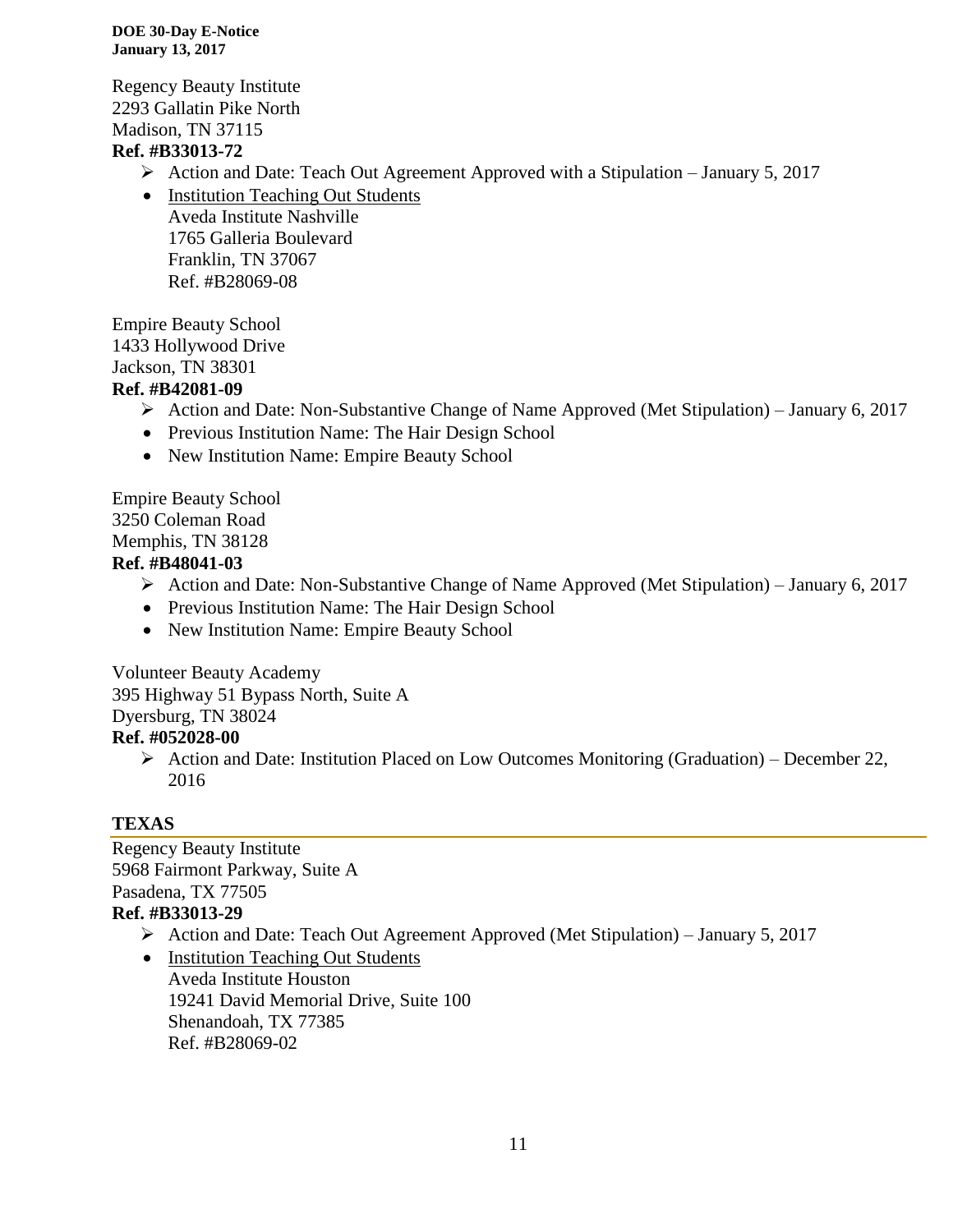Regency Beauty Institute
2293 Gallatin Pike North
Madison, TN 37115
**Ref. #B33013-72**

- Action and Date: Teach Out Agreement Approved with a Stipulation – January 5, 2017
- Institution Teaching Out Students
  Aveda Institute Nashville
  1765 Galleria Boulevard
  Franklin, TN 37067
  Ref. #B28069-08

Empire Beauty School
1433 Hollywood Drive
Jackson, TN 38301
**Ref. #B42081-09**

- Action and Date: Non-Substantive Change of Name Approved (Met Stipulation) – January 6, 2017
- Previous Institution Name: The Hair Design School
- New Institution Name: Empire Beauty School

Empire Beauty School
3250 Coleman Road
Memphis, TN 38128
**Ref. #B48041-03**

- Action and Date: Non-Substantive Change of Name Approved (Met Stipulation) – January 6, 2017
- Previous Institution Name: The Hair Design School
- New Institution Name: Empire Beauty School

Volunteer Beauty Academy
395 Highway 51 Bypass North, Suite A
Dyersburg, TN 38024
**Ref. #052028-00**

- Action and Date: Institution Placed on Low Outcomes Monitoring (Graduation) – December 22, 2016

## TEXAS

Regency Beauty Institute
5968 Fairmont Parkway, Suite A
Pasadena, TX 77505
**Ref. #B33013-29**

- Action and Date: Teach Out Agreement Approved (Met Stipulation) – January 5, 2017
- Institution Teaching Out Students
  Aveda Institute Houston
  19241 David Memorial Drive, Suite 100
  Shenandoah, TX 77385
  Ref. #B28069-02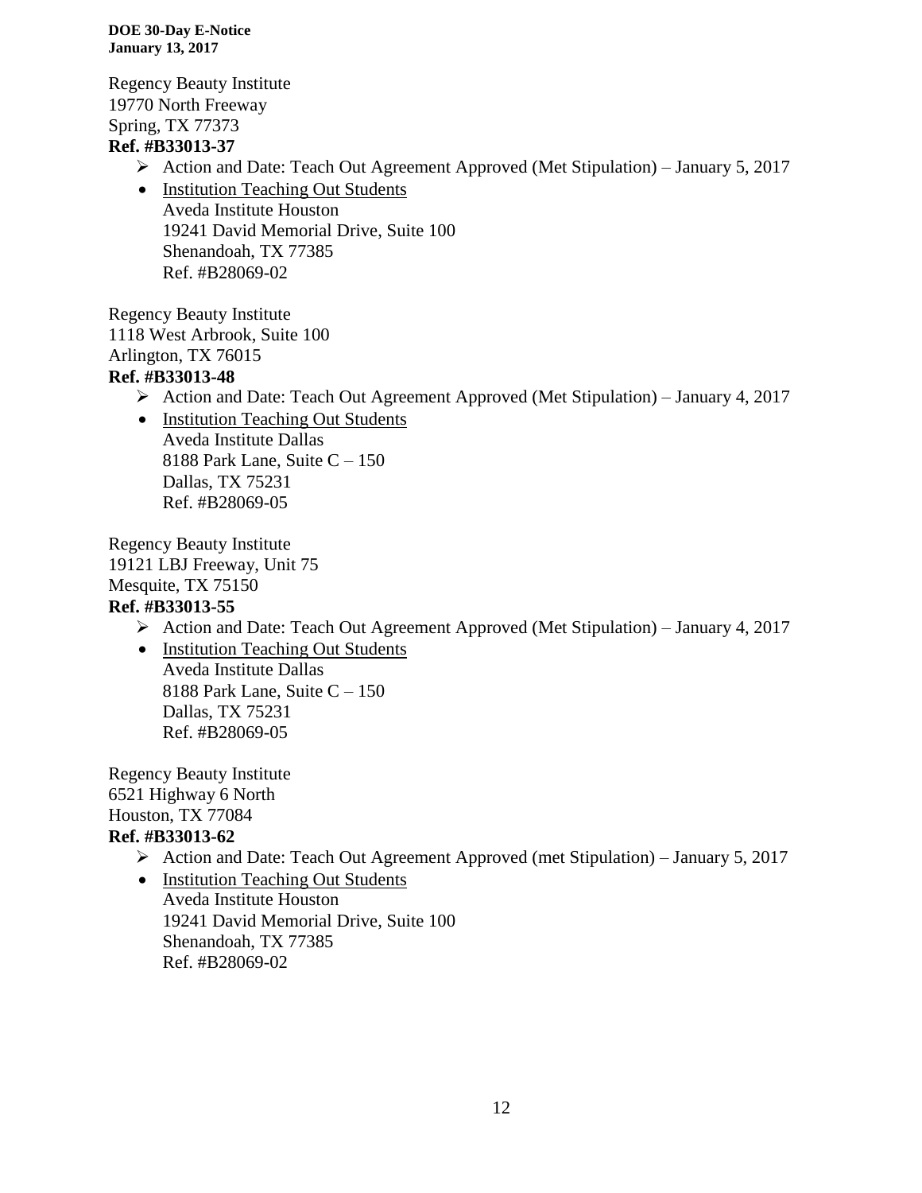Regency Beauty Institute
19770 North Freeway
Spring, TX 77373
**Ref. #B33013-37**

- Action and Date: Teach Out Agreement Approved (Met Stipulation) – January 5, 2017
- Institution Teaching Out Students
  Aveda Institute Houston
  19241 David Memorial Drive, Suite 100
  Shenandoah, TX 77385
  Ref. #B28069-02

Regency Beauty Institute
1118 West Arbrook, Suite 100
Arlington, TX 76015
**Ref. #B33013-48**

- Action and Date: Teach Out Agreement Approved (Met Stipulation) – January 4, 2017
- Institution Teaching Out Students
  Aveda Institute Dallas
  8188 Park Lane, Suite C – 150
  Dallas, TX 75231
  Ref. #B28069-05

Regency Beauty Institute
19121 LBJ Freeway, Unit 75
Mesquite, TX 75150
**Ref. #B33013-55**

- Action and Date: Teach Out Agreement Approved (Met Stipulation) – January 4, 2017
- Institution Teaching Out Students
  Aveda Institute Dallas
  8188 Park Lane, Suite C – 150
  Dallas, TX 75231
  Ref. #B28069-05

Regency Beauty Institute
6521 Highway 6 North
Houston, TX 77084
**Ref. #B33013-62**

- Action and Date: Teach Out Agreement Approved (met Stipulation) – January 5, 2017
- Institution Teaching Out Students
  Aveda Institute Houston
  19241 David Memorial Drive, Suite 100
  Shenandoah, TX 77385
  Ref. #B28069-02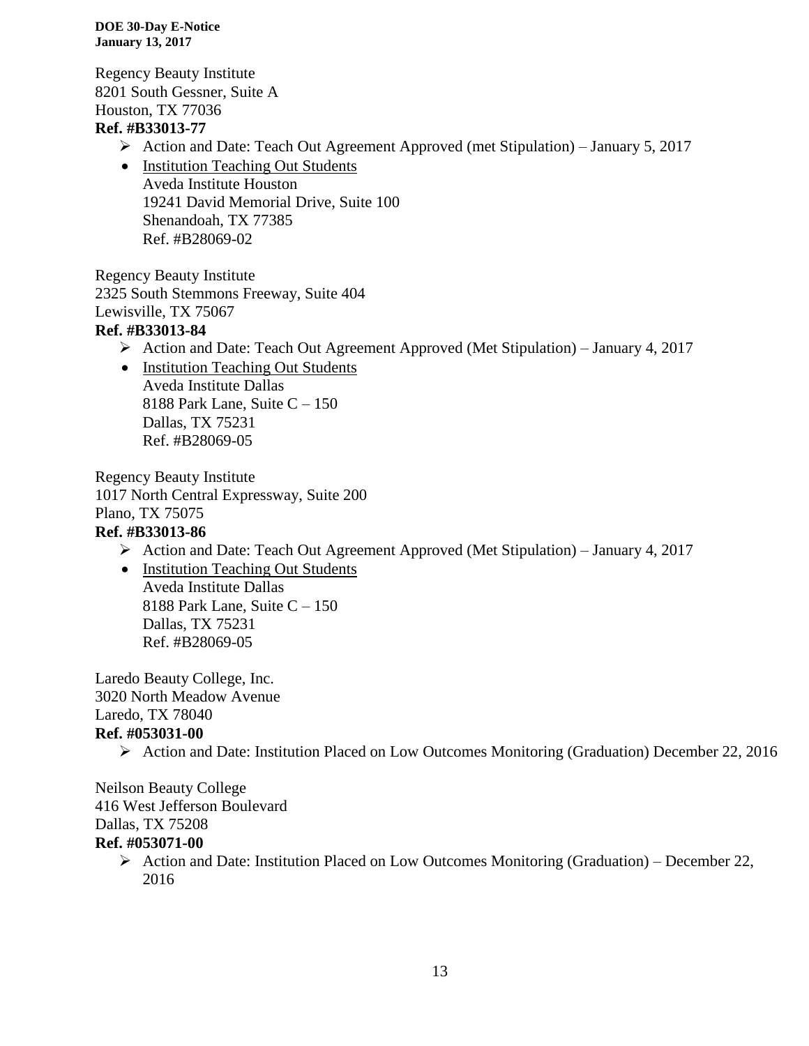Regency Beauty Institute
8201 South Gessner, Suite A
Houston, TX 77036
**Ref. #B33013-77**

- Action and Date: Teach Out Agreement Approved (met Stipulation) – January 5, 2017
- Institution Teaching Out Students
  Aveda Institute Houston
  19241 David Memorial Drive, Suite 100
  Shenandoah, TX 77385
  Ref. #B28069-02

Regency Beauty Institute
2325 South Stemmons Freeway, Suite 404
Lewisville, TX 75067
**Ref. #B33013-84**

- Action and Date: Teach Out Agreement Approved (Met Stipulation) – January 4, 2017
- Institution Teaching Out Students
  Aveda Institute Dallas
  8188 Park Lane, Suite C – 150
  Dallas, TX 75231
  Ref. #B28069-05

Regency Beauty Institute
1017 North Central Expressway, Suite 200
Plano, TX 75075
**Ref. #B33013-86**

- Action and Date: Teach Out Agreement Approved (Met Stipulation) – January 4, 2017
- Institution Teaching Out Students
  Aveda Institute Dallas
  8188 Park Lane, Suite C – 150
  Dallas, TX 75231
  Ref. #B28069-05

Laredo Beauty College, Inc.
3020 North Meadow Avenue
Laredo, TX 78040
**Ref. #053031-00**

- Action and Date: Institution Placed on Low Outcomes Monitoring (Graduation) December 22, 2016

Neilson Beauty College
416 West Jefferson Boulevard
Dallas, TX 75208
**Ref. #053071-00**

- Action and Date: Institution Placed on Low Outcomes Monitoring (Graduation) – December 22, 2016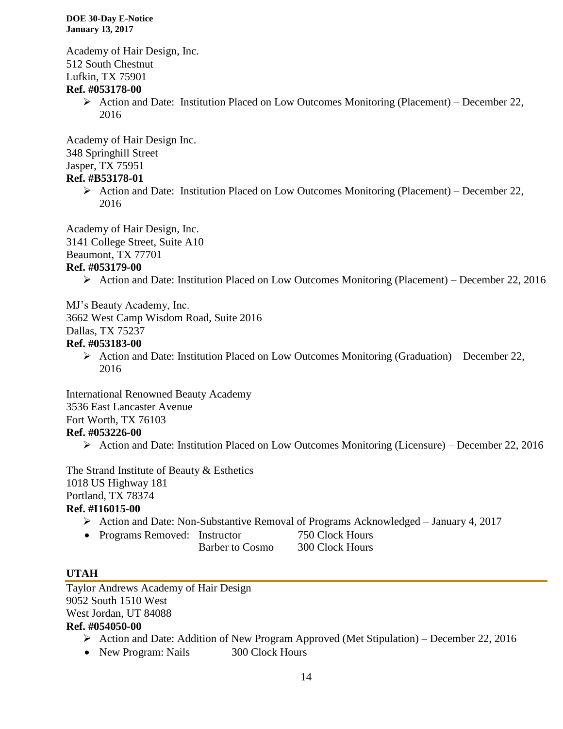Academy of Hair Design, Inc.
512 South Chestnut
Lufkin, TX 75901
**Ref. #053178-00**

- Action and Date: Institution Placed on Low Outcomes Monitoring (Placement) – December 22, 2016

Academy of Hair Design Inc.
348 Springhill Street
Jasper, TX 75951
**Ref. #B53178-01**

- Action and Date: Institution Placed on Low Outcomes Monitoring (Placement) – December 22, 2016

Academy of Hair Design, Inc.
3141 College Street, Suite A10
Beaumont, TX 77701
**Ref. #053179-00**

- Action and Date: Institution Placed on Low Outcomes Monitoring (Placement) – December 22, 2016

MJ's Beauty Academy, Inc.
3662 West Camp Wisdom Road, Suite 2016
Dallas, TX 75237
**Ref. #053183-00**

- Action and Date: Institution Placed on Low Outcomes Monitoring (Graduation) – December 22, 2016

International Renowned Beauty Academy
3536 East Lancaster Avenue
Fort Worth, TX 76103
**Ref. #053226-00**

- Action and Date: Institution Placed on Low Outcomes Monitoring (Licensure) – December 22, 2016

The Strand Institute of Beauty & Esthetics
1018 US Highway 181
Portland, TX 78374
**Ref. #I16015-00**

- Action and Date: Non-Substantive Removal of Programs Acknowledged – January 4, 2017
- Programs Removed: Instructor 750 Clock Hours
  Barber to Cosmo 300 Clock Hours

## UTAH

Taylor Andrews Academy of Hair Design
9052 South 1510 West
West Jordan, UT 84088
**Ref. #054050-00**

- Action and Date: Addition of New Program Approved (Met Stipulation) – December 22, 2016
- New Program: Nails 300 Clock Hours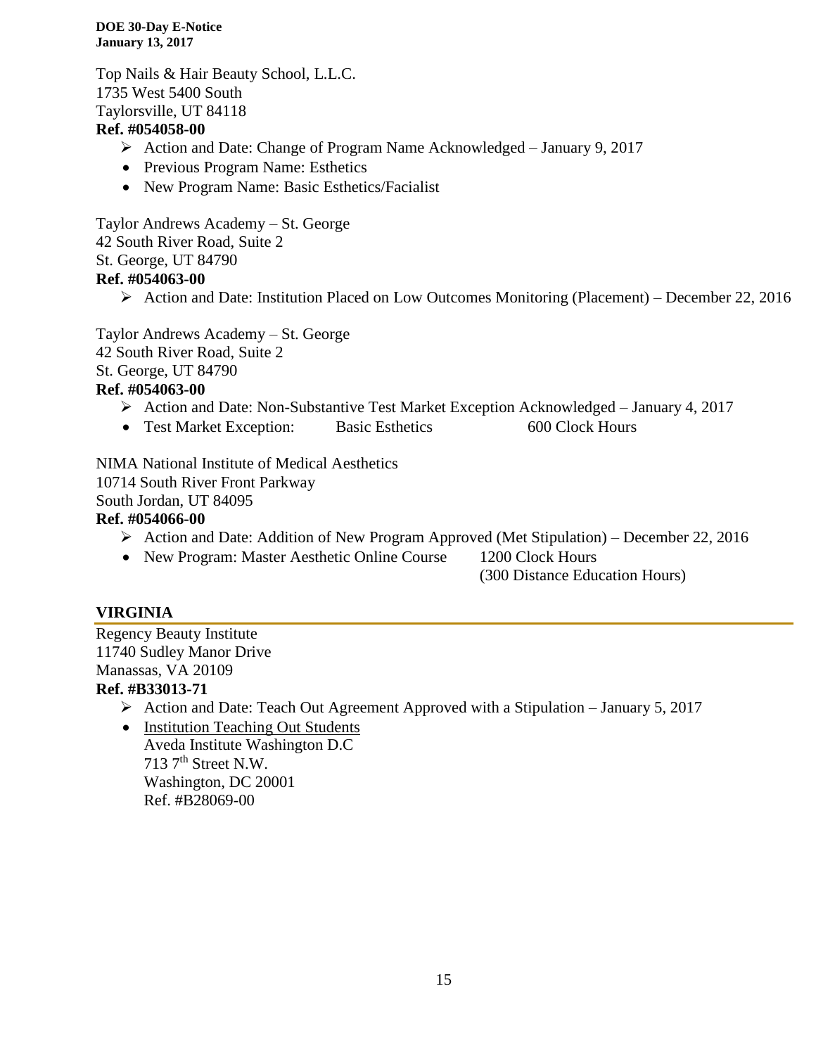Top Nails & Hair Beauty School, L.L.C.
1735 West 5400 South
Taylorsville, UT 84118
**Ref. #054058-00**

- ➢ Action and Date: Change of Program Name Acknowledged – January 9, 2017
- Previous Program Name: Esthetics
- New Program Name: Basic Esthetics/Facialist

Taylor Andrews Academy – St. George
42 South River Road, Suite 2
St. George, UT 84790
**Ref. #054063-00**

- ➢ Action and Date: Institution Placed on Low Outcomes Monitoring (Placement) – December 22, 2016

Taylor Andrews Academy – St. George
42 South River Road, Suite 2
St. George, UT 84790
**Ref. #054063-00**

- ➢ Action and Date: Non-Substantive Test Market Exception Acknowledged – January 4, 2017
- Test Market Exception: Basic Esthetics 600 Clock Hours

NIMA National Institute of Medical Aesthetics
10714 South River Front Parkway
South Jordan, UT 84095
**Ref. #054066-00**

- ➢ Action and Date: Addition of New Program Approved (Met Stipulation) – December 22, 2016
- New Program: Master Aesthetic Online Course 1200 Clock Hours (300 Distance Education Hours)

## VIRGINIA

Regency Beauty Institute
11740 Sudley Manor Drive
Manassas, VA 20109
**Ref. #B33013-71**

- ➢ Action and Date: Teach Out Agreement Approved with a Stipulation – January 5, 2017
- Institution Teaching Out Students
  Aveda Institute Washington D.C
  713 7th Street N.W.
  Washington, DC 20001
  Ref. #B28069-00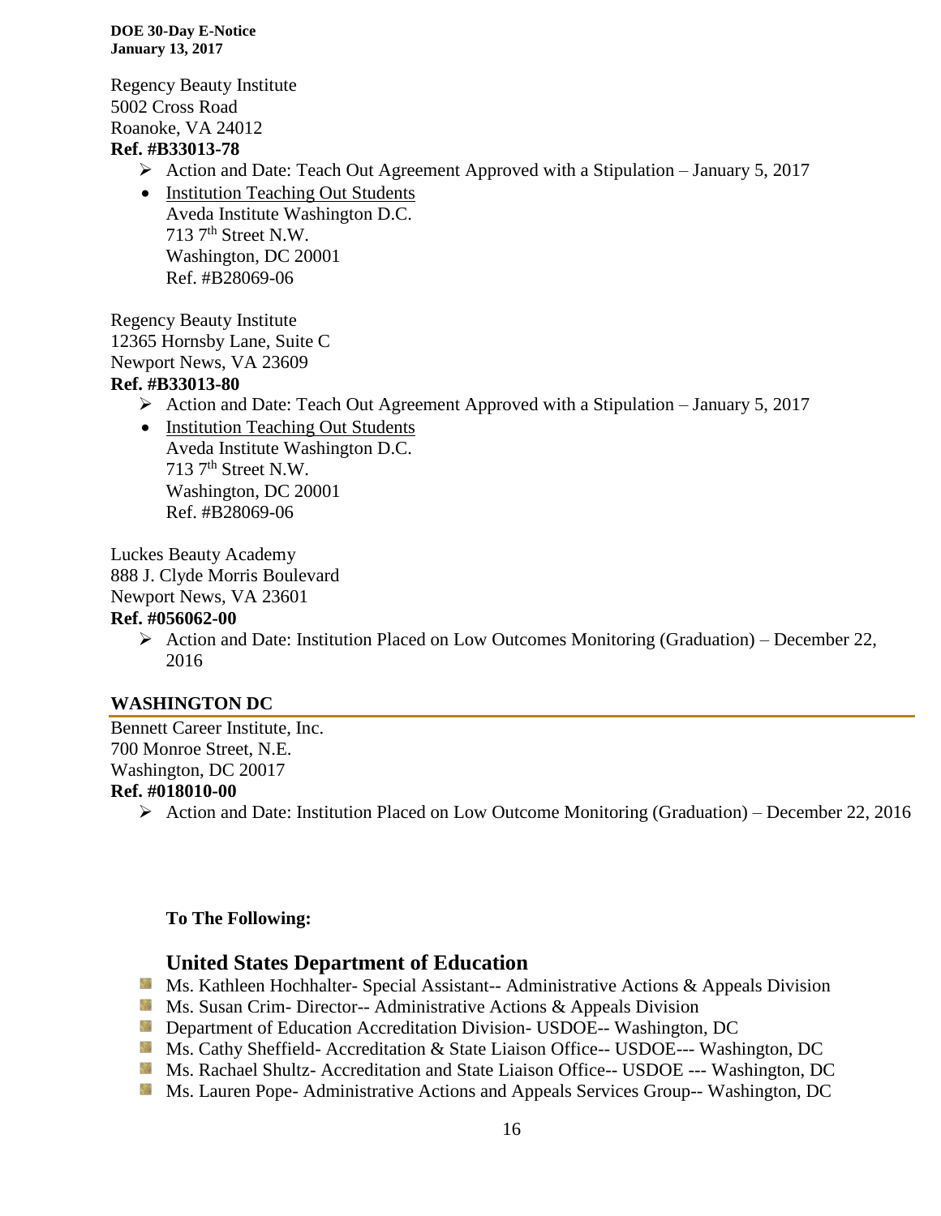Regency Beauty Institute
5002 Cross Road
Roanoke, VA 24012
**Ref. #B33013-78**

- Action and Date: Teach Out Agreement Approved with a Stipulation – January 5, 2017
- Institution Teaching Out Students
  Aveda Institute Washington D.C.
  713 7th Street N.W.
  Washington, DC 20001
  Ref. #B28069-06

Regency Beauty Institute
12365 Hornsby Lane, Suite C
Newport News, VA 23609
**Ref. #B33013-80**

- Action and Date: Teach Out Agreement Approved with a Stipulation – January 5, 2017
- Institution Teaching Out Students
  Aveda Institute Washington D.C.
  713 7th Street N.W.
  Washington, DC 20001
  Ref. #B28069-06

Luckes Beauty Academy
888 J. Clyde Morris Boulevard
Newport News, VA 23601
**Ref. #056062-00**

- Action and Date: Institution Placed on Low Outcomes Monitoring (Graduation) – December 22, 2016

## WASHINGTON DC

Bennett Career Institute, Inc.
700 Monroe Street, N.E.
Washington, DC 20017
**Ref. #018010-00**

- Action and Date: Institution Placed on Low Outcome Monitoring (Graduation) – December 22, 2016

**To The Following:**

### United States Department of Education

- Ms. Kathleen Hochhalter- Special Assistant-- Administrative Actions & Appeals Division
- Ms. Susan Crim- Director-- Administrative Actions & Appeals Division
- Department of Education Accreditation Division- USDOE-- Washington, DC
- Ms. Cathy Sheffield- Accreditation & State Liaison Office-- USDOE--- Washington, DC
- Ms. Rachael Shultz- Accreditation and State Liaison Office-- USDOE --- Washington, DC
- Ms. Lauren Pope- Administrative Actions and Appeals Services Group-- Washington, DC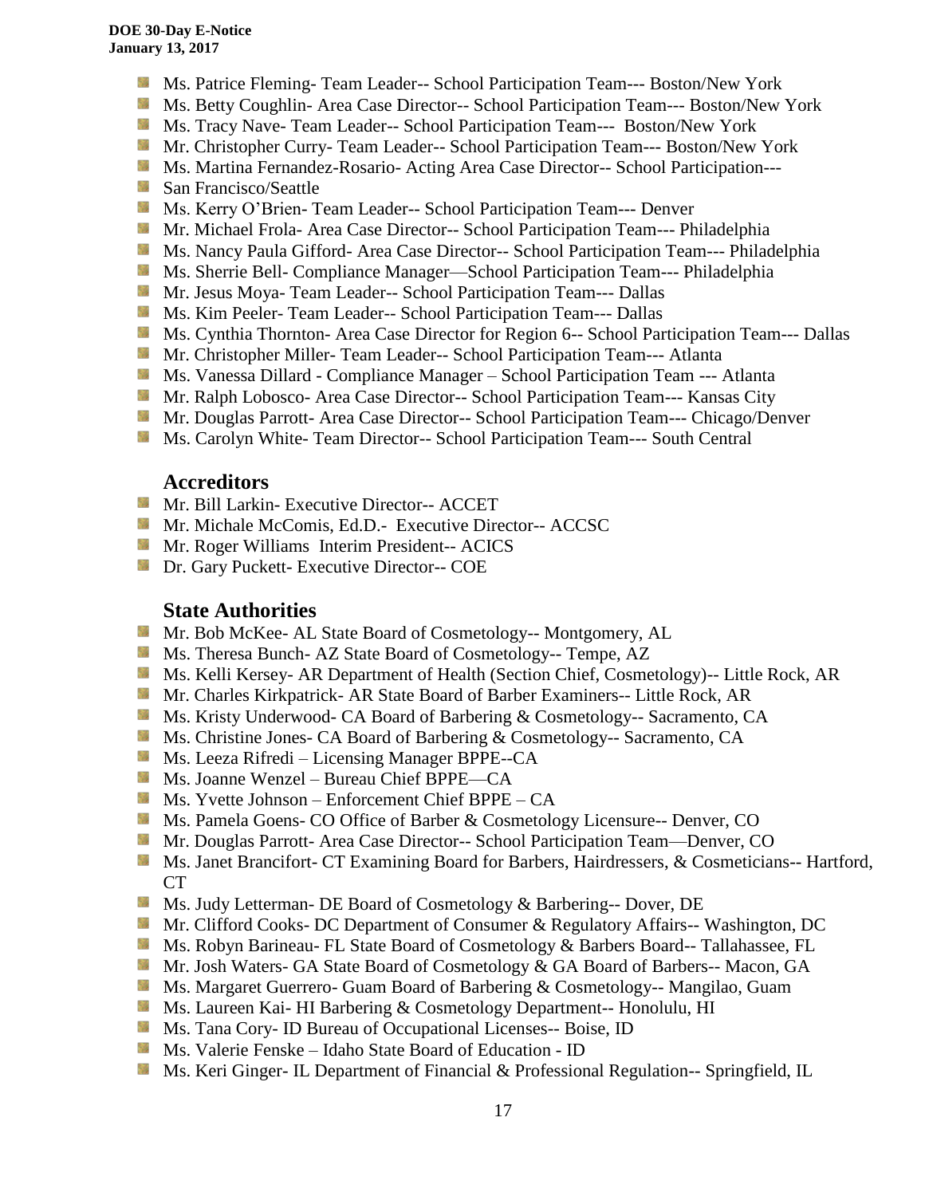- Ms. Patrice Fleming- Team Leader-- School Participation Team--- Boston/New York
- Ms. Betty Coughlin- Area Case Director-- School Participation Team--- Boston/New York
- Ms. Tracy Nave- Team Leader-- School Participation Team--- Boston/New York
- Mr. Christopher Curry- Team Leader-- School Participation Team--- Boston/New York
- Ms. Martina Fernandez-Rosario- Acting Area Case Director-- School Participation---
- San Francisco/Seattle
- Ms. Kerry O'Brien- Team Leader-- School Participation Team--- Denver
- Mr. Michael Frola- Area Case Director-- School Participation Team--- Philadelphia
- Ms. Nancy Paula Gifford- Area Case Director-- School Participation Team--- Philadelphia
- Ms. Sherrie Bell- Compliance Manager—School Participation Team--- Philadelphia
- Mr. Jesus Moya- Team Leader-- School Participation Team--- Dallas
- Ms. Kim Peeler- Team Leader-- School Participation Team--- Dallas
- Ms. Cynthia Thornton- Area Case Director for Region 6-- School Participation Team--- Dallas
- Mr. Christopher Miller- Team Leader-- School Participation Team--- Atlanta
- Ms. Vanessa Dillard - Compliance Manager – School Participation Team --- Atlanta
- Mr. Ralph Lobosco- Area Case Director-- School Participation Team--- Kansas City
- Mr. Douglas Parrott- Area Case Director-- School Participation Team--- Chicago/Denver
- Ms. Carolyn White- Team Director-- School Participation Team--- South Central

## Accreditors

- Mr. Bill Larkin- Executive Director-- ACCET
- Mr. Michale McComis, Ed.D.- Executive Director-- ACCSC
- Mr. Roger Williams Interim President-- ACICS
- Dr. Gary Puckett- Executive Director-- COE

## State Authorities

- Mr. Bob McKee- AL State Board of Cosmetology-- Montgomery, AL
- Ms. Theresa Bunch- AZ State Board of Cosmetology-- Tempe, AZ
- Ms. Kelli Kersey- AR Department of Health (Section Chief, Cosmetology)-- Little Rock, AR
- Mr. Charles Kirkpatrick- AR State Board of Barber Examiners-- Little Rock, AR
- Ms. Kristy Underwood- CA Board of Barbering & Cosmetology-- Sacramento, CA
- Ms. Christine Jones- CA Board of Barbering & Cosmetology-- Sacramento, CA
- Ms. Leeza Rifredi – Licensing Manager BPPE--CA
- Ms. Joanne Wenzel – Bureau Chief BPPE—CA
- Ms. Yvette Johnson – Enforcement Chief BPPE – CA
- Ms. Pamela Goens- CO Office of Barber & Cosmetology Licensure-- Denver, CO
- Mr. Douglas Parrott- Area Case Director-- School Participation Team—Denver, CO
- Ms. Janet Brancifort- CT Examining Board for Barbers, Hairdressers, & Cosmeticians-- Hartford, CT
- Ms. Judy Letterman- DE Board of Cosmetology & Barbering-- Dover, DE
- Mr. Clifford Cooks- DC Department of Consumer & Regulatory Affairs-- Washington, DC
- Ms. Robyn Barineau- FL State Board of Cosmetology & Barbers Board-- Tallahassee, FL
- Mr. Josh Waters- GA State Board of Cosmetology & GA Board of Barbers-- Macon, GA
- Ms. Margaret Guerrero- Guam Board of Barbering & Cosmetology-- Mangilao, Guam
- Ms. Laureen Kai- HI Barbering & Cosmetology Department-- Honolulu, HI
- Ms. Tana Cory- ID Bureau of Occupational Licenses-- Boise, ID
- Ms. Valerie Fenske – Idaho State Board of Education - ID
- Ms. Keri Ginger- IL Department of Financial & Professional Regulation-- Springfield, IL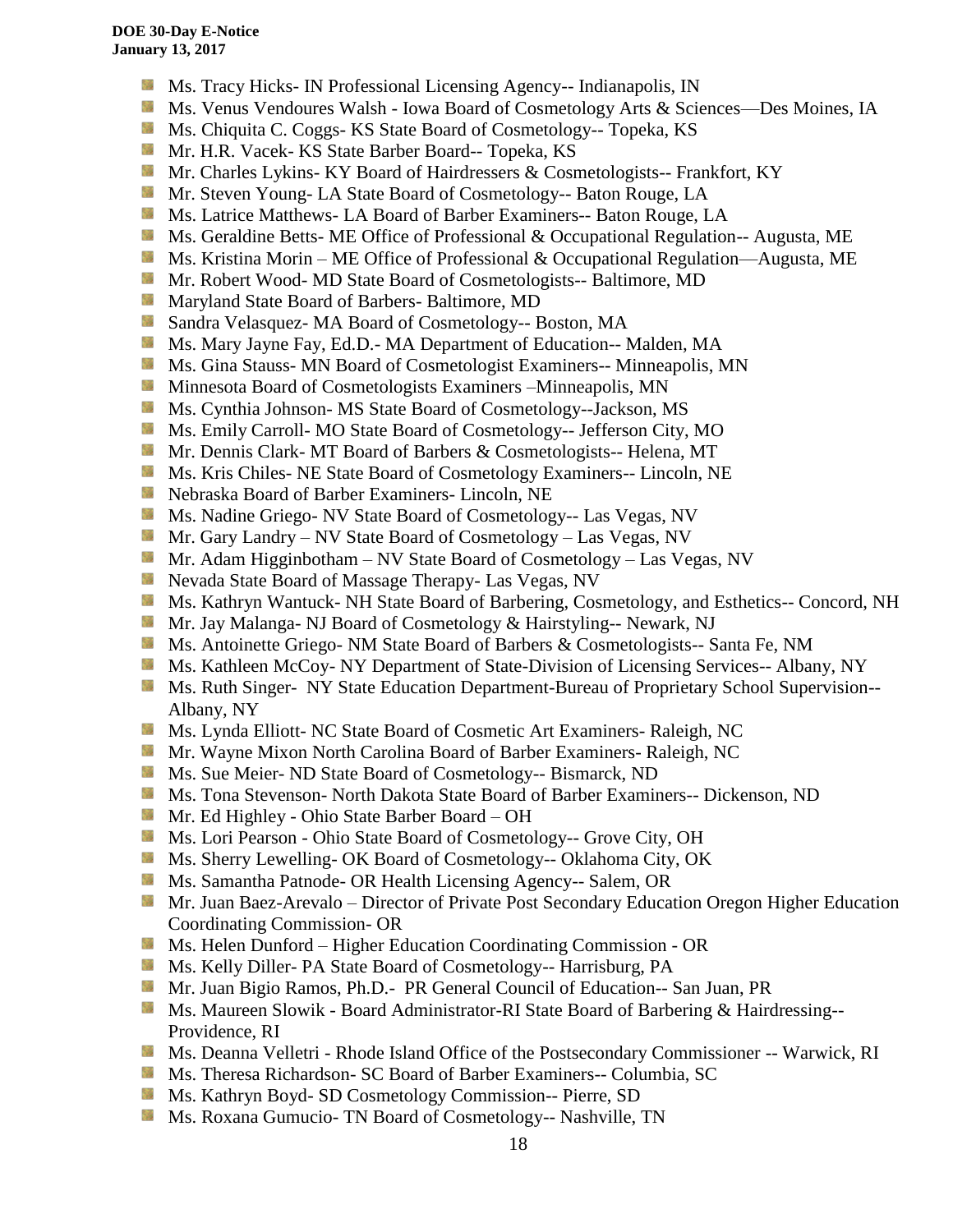- Ms. Tracy Hicks- IN Professional Licensing Agency-- Indianapolis, IN
- Ms. Venus Vendoures Walsh - Iowa Board of Cosmetology Arts & Sciences—Des Moines, IA
- Ms. Chiquita C. Coggs- KS State Board of Cosmetology-- Topeka, KS
- Mr. H.R. Vacek- KS State Barber Board-- Topeka, KS
- Mr. Charles Lykins- KY Board of Hairdressers & Cosmetologists-- Frankfort, KY
- Mr. Steven Young- LA State Board of Cosmetology-- Baton Rouge, LA
- Ms. Latrice Matthews- LA Board of Barber Examiners-- Baton Rouge, LA
- Ms. Geraldine Betts- ME Office of Professional & Occupational Regulation-- Augusta, ME
- Ms. Kristina Morin – ME Office of Professional & Occupational Regulation—Augusta, ME
- Mr. Robert Wood- MD State Board of Cosmetologists-- Baltimore, MD
- Maryland State Board of Barbers- Baltimore, MD
- Sandra Velasquez- MA Board of Cosmetology-- Boston, MA
- Ms. Mary Jayne Fay, Ed.D.- MA Department of Education-- Malden, MA
- Ms. Gina Stauss- MN Board of Cosmetologist Examiners-- Minneapolis, MN
- Minnesota Board of Cosmetologists Examiners –Minneapolis, MN
- Ms. Cynthia Johnson- MS State Board of Cosmetology--Jackson, MS
- Ms. Emily Carroll- MO State Board of Cosmetology-- Jefferson City, MO
- Mr. Dennis Clark- MT Board of Barbers & Cosmetologists-- Helena, MT
- Ms. Kris Chiles- NE State Board of Cosmetology Examiners-- Lincoln, NE
- Nebraska Board of Barber Examiners- Lincoln, NE
- Ms. Nadine Griego- NV State Board of Cosmetology-- Las Vegas, NV
- Mr. Gary Landry – NV State Board of Cosmetology – Las Vegas, NV
- Mr. Adam Higginbotham – NV State Board of Cosmetology – Las Vegas, NV
- Nevada State Board of Massage Therapy- Las Vegas, NV
- Ms. Kathryn Wantuck- NH State Board of Barbering, Cosmetology, and Esthetics-- Concord, NH
- Mr. Jay Malanga- NJ Board of Cosmetology & Hairstyling-- Newark, NJ
- Ms. Antoinette Griego- NM State Board of Barbers & Cosmetologists-- Santa Fe, NM
- Ms. Kathleen McCoy- NY Department of State-Division of Licensing Services-- Albany, NY
- Ms. Ruth Singer- NY State Education Department-Bureau of Proprietary School Supervision--Albany, NY
- Ms. Lynda Elliott- NC State Board of Cosmetic Art Examiners- Raleigh, NC
- Mr. Wayne Mixon North Carolina Board of Barber Examiners- Raleigh, NC
- Ms. Sue Meier- ND State Board of Cosmetology-- Bismarck, ND
- Ms. Tona Stevenson- North Dakota State Board of Barber Examiners-- Dickenson, ND
- Mr. Ed Highley - Ohio State Barber Board – OH
- Ms. Lori Pearson - Ohio State Board of Cosmetology-- Grove City, OH
- Ms. Sherry Lewelling- OK Board of Cosmetology-- Oklahoma City, OK
- Ms. Samantha Patnode- OR Health Licensing Agency-- Salem, OR
- Mr. Juan Baez-Arevalo – Director of Private Post Secondary Education Oregon Higher Education Coordinating Commission- OR
- Ms. Helen Dunford – Higher Education Coordinating Commission - OR
- Ms. Kelly Diller- PA State Board of Cosmetology-- Harrisburg, PA
- Mr. Juan Bigio Ramos, Ph.D.- PR General Council of Education-- San Juan, PR
- Ms. Maureen Slowik - Board Administrator-RI State Board of Barbering & Hairdressing--Providence, RI
- Ms. Deanna Velletri - Rhode Island Office of the Postsecondary Commissioner -- Warwick, RI
- Ms. Theresa Richardson- SC Board of Barber Examiners-- Columbia, SC
- Ms. Kathryn Boyd- SD Cosmetology Commission-- Pierre, SD
- Ms. Roxana Gumucio- TN Board of Cosmetology-- Nashville, TN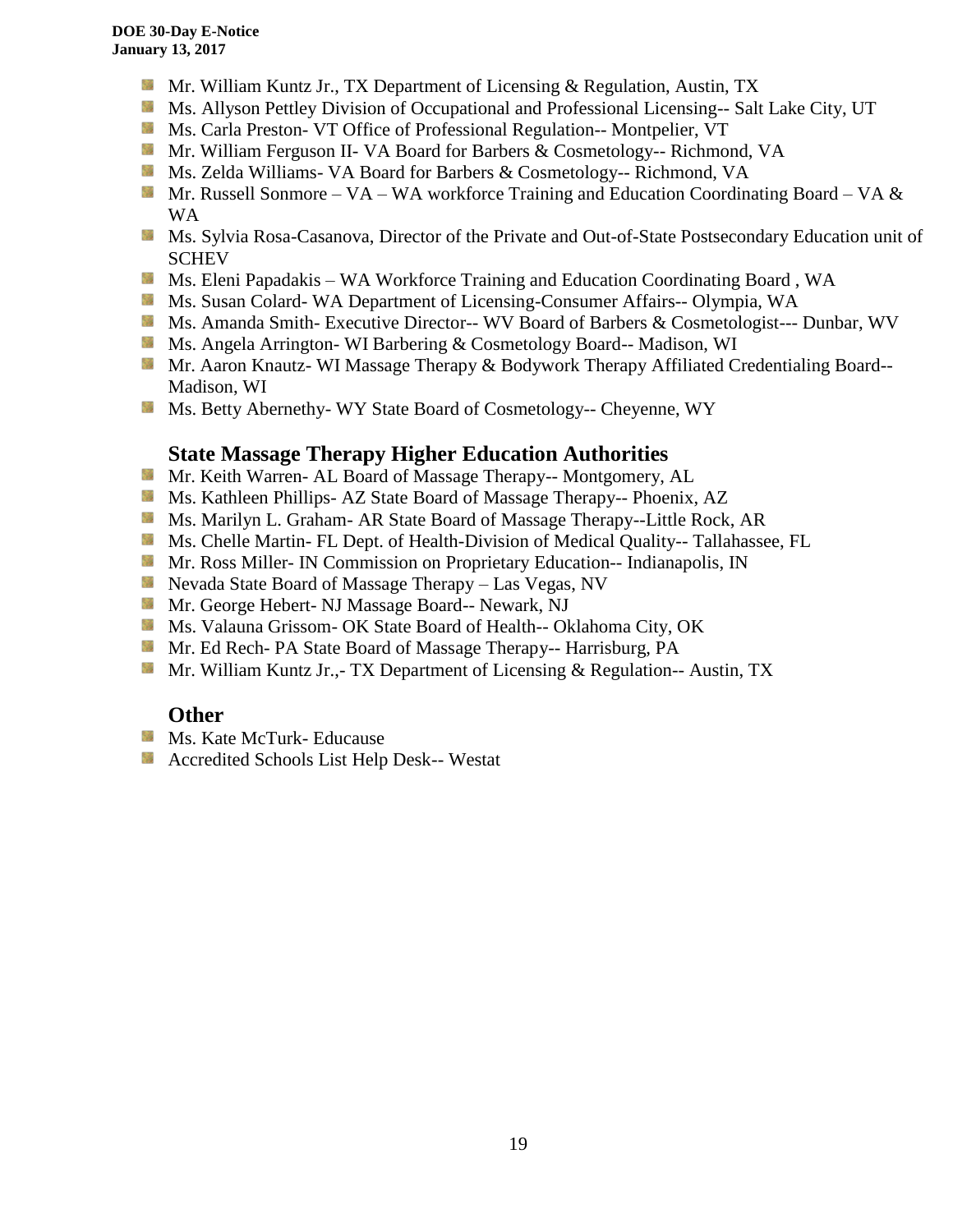- Mr. William Kuntz Jr., TX Department of Licensing & Regulation, Austin, TX
- Ms. Allyson Pettley Division of Occupational and Professional Licensing-- Salt Lake City, UT
- Ms. Carla Preston- VT Office of Professional Regulation-- Montpelier, VT
- Mr. William Ferguson II- VA Board for Barbers & Cosmetology-- Richmond, VA
- Ms. Zelda Williams- VA Board for Barbers & Cosmetology-- Richmond, VA
- Mr. Russell Sonmore – VA – WA workforce Training and Education Coordinating Board – VA & WA
- Ms. Sylvia Rosa-Casanova, Director of the Private and Out-of-State Postsecondary Education unit of SCHEV
- Ms. Eleni Papadakis – WA Workforce Training and Education Coordinating Board , WA
- Ms. Susan Colard- WA Department of Licensing-Consumer Affairs-- Olympia, WA
- Ms. Amanda Smith- Executive Director-- WV Board of Barbers & Cosmetologist--- Dunbar, WV
- Ms. Angela Arrington- WI Barbering & Cosmetology Board-- Madison, WI
- Mr. Aaron Knautz- WI Massage Therapy & Bodywork Therapy Affiliated Credentialing Board-- Madison, WI
- Ms. Betty Abernethy- WY State Board of Cosmetology-- Cheyenne, WY

## State Massage Therapy Higher Education Authorities

- Mr. Keith Warren- AL Board of Massage Therapy-- Montgomery, AL
- Ms. Kathleen Phillips- AZ State Board of Massage Therapy-- Phoenix, AZ
- Ms. Marilyn L. Graham- AR State Board of Massage Therapy--Little Rock, AR
- Ms. Chelle Martin- FL Dept. of Health-Division of Medical Quality-- Tallahassee, FL
- Mr. Ross Miller- IN Commission on Proprietary Education-- Indianapolis, IN
- Nevada State Board of Massage Therapy – Las Vegas, NV
- Mr. George Hebert- NJ Massage Board-- Newark, NJ
- Ms. Valauna Grissom- OK State Board of Health-- Oklahoma City, OK
- Mr. Ed Rech- PA State Board of Massage Therapy-- Harrisburg, PA
- Mr. William Kuntz Jr.,- TX Department of Licensing & Regulation-- Austin, TX

## Other

- Ms. Kate McTurk- Educause
- Accredited Schools List Help Desk-- Westat